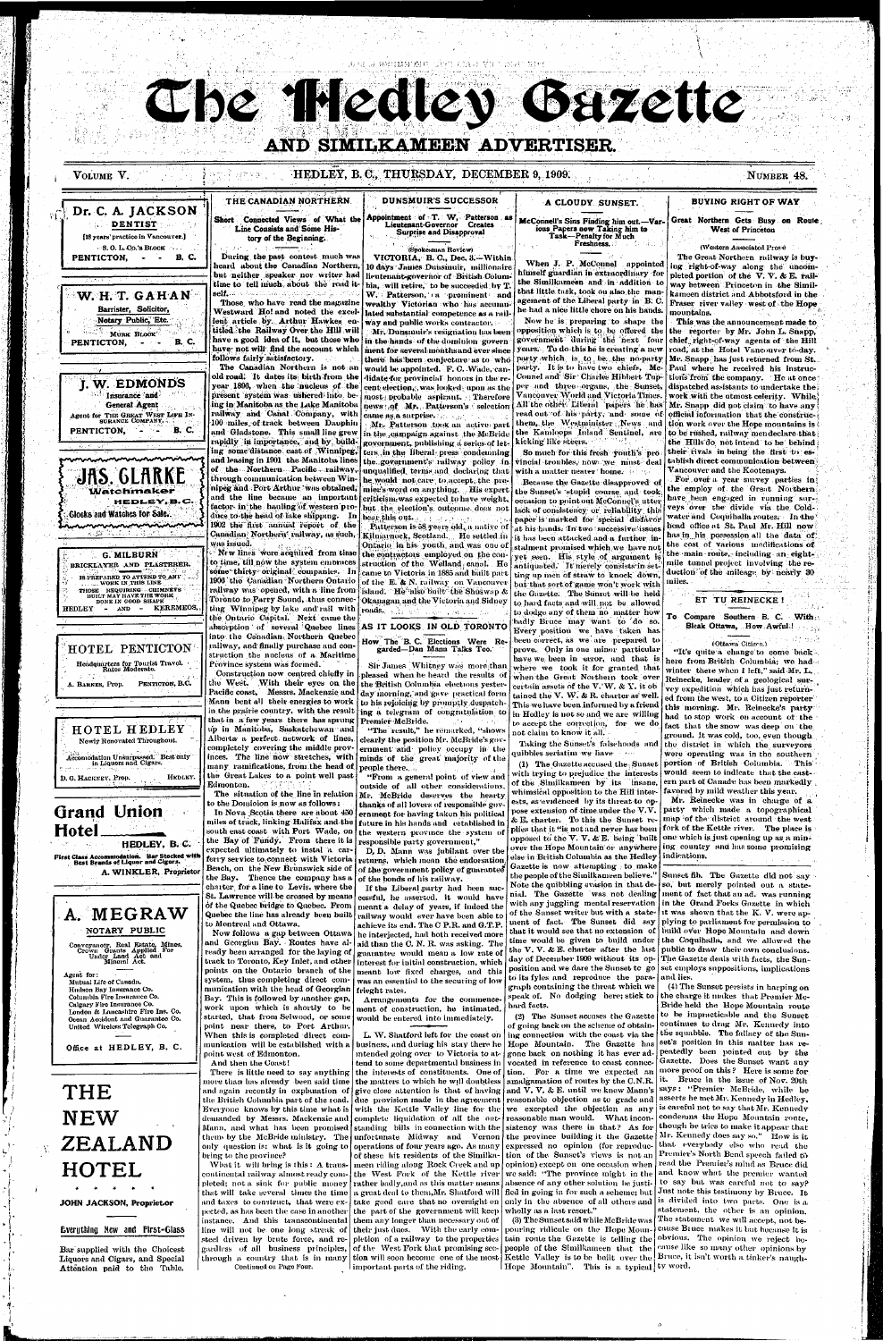# The Hedley Gazette

## AND SIMILKAMEEN ADVERTISER.

VOLUME V. HEDLEY, B.C., THURSDAY, DECEMBER 9, 1909. NUMBER 48.

---

**Dr. C. A. JACKSON**
DENTIST
[18 years' practice in Vancouver.]
S. O. L. Co.'s BLOCK
PENTICTON, - - B. C.

---

**W. H. T. GAHAN**
Barrister, Solicitor,
Notary Public, Etc.
MURK BLOCK
PENTICTON, - - B. C.

---

**J. W. EDMONDS**
Insurance and
General Agent
Agent for THE GREAT WEST LIFE INSURANCE COMPANY.
PENTICTON, - - B. C.

---

**JAS. CLARKE**
Watchmaker
HEDLEY, B.C.
Clocks and Watches for Sale.

---

**G. MILBURN**
BRICKLAYER AND PLASTERER.
IS PREPARED TO ATTEND TO ANY WORK IN THIS LINE
THOSE REQUIRING CHIMNEYS BUILT MAY HAVE THE WORK DONE IN GOOD SHAPE
HEDLEY - AND - KEREMEOS.

---

**HOTEL PENTICTON**
Headquarters for Tourist Travel. Rates Moderate.
A. BARNES, Prop. PENTICTON, B.C.

---

**HOTEL HEDLEY**
Newly Renovated Throughout.
Accommodation Unsurpassed. Best only in Liquors and Cigars.
D. G. HACKNEY, Prop. HEDLEY.

---

**Grand Union Hotel**
HEDLEY, B. C.
First Class Accommodation. Bar Stocked with Best Brands of Liquor and Cigars.
A. WINKLER, Proprietor

---

**A. MEGRAW**
NOTARY PUBLIC
Conveyancer, Real Estate, Mines, Crown Grants Applied For Under Land Act and Mineral Act.
Agent for:
Mutual Life of Canada.
Hudson Bay Insurance Co.
Columbia Fire Insurance Co.
Calgary Fire Insurance Co.
London & Lancashire Fire Ins. Co.
Ocean Accident and Guarantee Co.
United Wireless Telegraph Co.

Office at HEDLEY, B. C.

---

**THE NEW ZEALAND HOTEL**
JOHN JACKSON, Proprietor
Everything New and First-Class
Bar supplied with the Choicest Liquors and Cigars, and Special Attention paid to the Table.

---

## THE CANADIAN NORTHERN

### Short Connected Views of What the Line Consists and Some History of the Beginning.

During the past contest much was heard about the Canadian Northern, but neither speaker nor writer had time to tell much about the road itself.

Those who have read the magazine Westward Ho! and noted the excellent article by Arthur Hawkes entitled the Railway Over the Hill will have a good idea of it, but those who have not will find the account which follows fairly satisfactory.

The Canadian Northern is not an old road. It dates its birth from the year 1896, when the nucleus of the present system was ushered into being in Manitoba as the Lake Manitoba railway and Canal Company, with 100 miles of track between Dauphin and Gladstone. This small line grew rapidly in importance, and by building some distance east of Winnipeg, and leasing in 1901 the Manitoba lines of the Northern Pacific railway, through communication between Winnipeg and Port Arthur was obtained, and the line became an important factor in the hauling of western produce to the head of lake shipping. In 1902 the first annual report of the Canadian Northern railway, as such, was issued.

New lines were acquired from time to time, till now the system embraces some thirty original companies. In 1906 the Canadian Northern Ontario railway was opened, with a line from Toronto to Parry Sound, thus connecting Winnipeg by lake and rail with the Ontario Capital. Next came the absorption of several Quebec lines into the Canadian Northern Quebec railway, and finally purchase and construction the nucleus of a Maritime Province system was formed.

Construction now centred chiefly in the West. With their eyes on the Pacific coast, Messrs. Mackenzie and Mann bent all their energies to work in the prairie country, with the result that in a few years there has sprung up in Manitoba, Saskatchewan and Alberta a perfect network of lines, completely covering the middle provinces. The line now stretches, with many ramifications, from the head of the Great Lakes to a point well past Edmonton.

The situation of the line in relation to the Dominion is now as follows:

In Nova Scotia there are about 450 miles of track, linking Halifax and the south east coast with Port Wade, on the Bay of Fundy. From there it is expected ultimately to instal a car ferry service to connect with Victoria Beach, on the New Brunswick side of the Bay. Thence the company has a charter for a line to Levis, where the St. Lawrence will be crossed by means of the Quebec bridge to Quebec. From Quebec the line has already been built to Montreal and Ottawa.

Now follows a gap between Ottawa and Georgian Bay. Routes have already been arranged for the laying of track to Toronto, Key Inlet, and other points on the Ontario branch of the system, thus completing direct communication with the head of Georgian Bay. This is followed by another gap, work upon which is shortly to be started, that from Selwood, or some point near there, to Port Arthur. When this is completed direct communication will be established with a point west of Edmonton.

And then the Coast!

There is little need to say anything more than has already been said time and again recently in explanation of the British Columbia part of the road. Everyone knows by this time what is demanded by Messrs. Mackenzie and Mann, and what has been promised them by the McBride ministry. The only question is: what is it going to bring to the province?

What it will bring is this: A transcontinental railway almost ready completed; not a sink for public money that will take several times the time and taxes to construct, that were expected, as has been the case in another instance. And this transcontinental line will not be one long streak of steel driven by brute force, and regardless of all business principles, through a country that is in many

Continued on Page Four.

---

## DUNSMUIR'S SUCCESSOR

### Appointment of T. W. Patterson as Lieutenant-Governor Creates Surprise and Disapproval

(Spokesman Review)

VICTORIA, B. C., Dec. 3.—Within 10 days James Dunsmuir, millionaire lieutenant-governor of British Columbia, will retire, to be succeeded by T. W. Patterson, a prominent and wealthy Victorian who has accumulated substantial competence as a railway and public works contractor.

Mr. Dunsmuir's resignation has been in the hands of the dominion government for several months and ever since there has been conjecture as to who would be appointed. F. C. Wade, candidate for provincial honors in the recent election, was looked upon as the most probable aspirant. Therefore news of Mr. Patterson's selection came as a surprise.

Mr. Patterson took an active part in the campaign against the McBride government, publishing a series of letters in the liberal press condemning the government's railway policy in unqualified terms and declaring that he would not care to accept the premier's word on anything. His expert criticism was expected to have weight, but the election's outcome does not bear this out.

Patterson is 58 years old, a native of Kilmarnock, Scotland. He settled in Ontario in his youth, and was one of the contractors employed on the construction of the Welland canal. He came to Victoria in 1885 and built part of the E. & N. railway on Vancouver island. He also built the Shuswap & Okanagan and the Victoria and Sidney roads.

---

## AS IT LOOKS IN OLD TORONTO

### How The B. C. Elections Were Regarded—Dan Mann Talks Too.

Sir James Whitney was more than pleased when he heard the results of the British Columbia elections yesterday morning, and gave practical form to his rejoicing by promptly despatching a telegram of congratulation to Premier McBride.

"The result," he remarked, "shows clearly the position Mr. McBride's government and policy occupy in the minds of the great majority of the people there.

"From a general point of view and outside of all other considerations Mr. McBride deserves the hearty thanks of all lovers of responsible government for having taken his political future in his hands and established in the western province the system of responsible party government."

D. D. Mann was jubilant over the returns, which mean the endorsation of the government policy of guarantee of the bonds of his railway.

If the Liberal party had been successful, he asserted, it would have meant a delay of years, if indeed the railway would ever have been able to achieve its end. The C. P. R. and G. T. P. he interjected, had both received more aid than the C. N. R. was asking. The guarantee would mean a low rate of interest for initial construction, which meant low fixed charges, and this was an essential to the securing of low freight rates.

Arrangements for the commencement of construction, he intimated, would be entered into immediately.

L. W. Shatford left for the coast on business, and during his stay there he intended going over to Victoria to attend to some departmental business in the interests of constituents. One of the matters to which he will doubtless give close attention is that of having due provision made in the agreement with the Kettle Valley line for the complete liquidation of all the outstanding bills in connection with the unfortunate Midway and Vernon operations of four years ago. As many of these hit residents of the Similkameen riding along Rock Creek and up the West Fork of the Kettle river rather badly, and as this matter means a great deal to them, Mr. Shatford will take good care that no oversight on the part of the government will keep them any longer than necessary out of their just dues. With the early completion of a railway to the properties of the West Fork that promising section will soon become one of the most important parts of the riding.

---

## A CLOUDY SUNSET.

### McConnell's Sins Finding him out.—Various Papers now Taking him to Task—Penalty for Much Freshness.

When J. P. McConnell appointed himself guardian in extraordinary for the Similkameen and in addition to that little task, took on also the management of the Liberal party in B. C. he had a nice little chore on his hands.

Now he is preparing to shape the opposition which is to be offered the government during the next four years. To do this he is creating a new party which is to be the no-party party. It is to have two chiefs, McConnel and Sir Charles Hibbert Tupper and three organs, the Sunset, Vancouver World and Victoria Times. All the other Liberal papers he has read out of his party, and some of them, the Westminster News and the Kamloops Inland Sentinel, are kicking like steers.

So much for this fresh youth's provincial troubles, now we must deal with a matter nearer home.

Because the Gazette disapproved of the Sunset's stupid course and took occasion to point out McConnel's utter lack of consistency or reliability this paper is marked for special disfavor at his hands. In two successive issues it has been attacked and a further instalment promised which we have not yet seen. His style of argument is antiquated. It merely consists in setting up men of straw to knock down, but that sort of game won't work with the Gazette. The Sunset will be held to hard facts and will not be allowed to dodge any of them no matter how badly Bruce may want to do so. Every position we have taken has been correct, as we are prepared to prove. Only in one minor particular have we been in error, and that is where we took it for granted that when the Great Northern took over certain assets of the V. W. & Y. it obtained the V. W. & R. charter as well. This we have been informed by a friend in Hedley is not so and we are willing to accept the correction, for we do not claim to know it all.

Taking the Sunset's falsehoods and quibbles seriatim we have:

(1) The Gazette accused the Sunset with trying to prejudice the interests of the Similkameen by its insane, whimsical opposition to the Hill interests, as evidenced by its threat to oppose extension of time under the V. V. & E. charter. To this the Sunset replies that it "is not and never has been opposed to the V. V. & E. being built over the Hope Mountain or anywhere else in British Columbia as the Hedley Gazette is now attempting to make the people of the Similkameen believe." Note the quibbling evasion in that denial. The Gazette was not dealing with any juggling mental reservation of the Sunset writer but with a statement of fact. The Sunset did say that it would see that no extension of time would be given to build under the V. V. & E. charter after the last day of December 1909 without its opposition and we dare the Sunset to go to its files and reproduce the paragraph containing the threat which we speak of. No dodging here; stick to hard facts.

(2) The Sunset accuses the Gazette of going back on the scheme of obtaining connection with the coast via the Hope Mountain. The Gazette has gone back on nothing it has ever advocated in reference to coast connection. For a time we expected an amalgamation of routes by the C.N.R. and V. V. & E. until we knew Mann's reasonable objection as to grade and we excepted the objection as any reasonable man would. What inconsistency was there in that? As for the province building it the Gazette expressed no opinion (for reproduction of the Sunset's views is not an opinion) except on one occasion when we said: "The province might in the absence of any other solution be justified in going in for such a scheme; but only in the absence of all others and wholly as a last resort."

(3) The Sunset said while McBride was pouring ridicule on the Hope Mountain route the Gazette is telling the people of the Similkameen that the Kettle Valley is to be built over the Hope Mountain". This is a typical Sunset fib. The Gazette did not say so, but merely pointed out a statement of fact that an ad. was running in the Grand Forks Gazette in which it was shown that the K. V. were applying to parliament for permission to build over Hope Mountain and down the Coquihalla, and we allowed the public to draw their own conclusions. The Gazette deals with facts, the Sunset employs suppositions, implications and lies.

(4) The Sunset persists in harping on the charge it makes that Premier McBride held the Hope Mountain route to be impracticable and the Sunset continues to drag Mr. Kennedy into the squabble. The fallacy of the Sunset's position in this matter has repeatedly been pointed out by the Gazette. Does the Sunset want any more proof on this? Here is some for it. Bruce in the issue of Nov. 20th says: "Premier McBride, while he asserts he met Mr. Kennedy in Hedley, is careful not to say that Mr. Kennedy condemns the Hope Mountain route, though he tries to make it appear that Mr. Kennedy does say so." How is it that everybody else who read the Premier's North Bend speech failed to read the Premier's mind as Bruce did and know what the premier wanted to say but was careful not to say? Just note this testimony by Bruce. It is divided into two parts. One is a statement, the other is an opinion. The statement we will accept, not because Bruce makes it but because it is obvious. The opinion we reject because like so many other opinions by Bruce, it isn't worth a tinker's naughty word.

---

## BUYING RIGHT OF WAY

### Great Northern Gets Busy on Route West of Princeton

(Western Associated Press)

The Great Northern railway is buying right-of-way along the uncompleted portion of the V. V. & E. railway between Princeton in the Similkameen district and Abbotsford in the Fraser river valley west of the Hope mountains.

This was the announcement made to the reporter by Mr. John L. Snapp, chief right-of-way agents of the Hill road, at the Hotel Vancouver to-day. Mr. Snapp has just returned from St. Paul where he received his instructions from the company. He at once dispatched assistants to undertake the work with the utmost celerity. While Mr. Snapp did not claim to have any official information that the construction work over the Hope mountains is to be rushed, railway mendeclare that the Hills do not intend to be behind their rivals in being the first to establish direct communication between Vancouver and the Kootenays.

For over a year survey parties in the employ of the Great Northern have been engaged in running surveys over the divide via the Coldwater and Coquihalla routes. In the bond office at St. Paul Mr. Hill now has in his possession all the data of the cost of various modifications of the main route, including an eight-mile tunnel project involving the reduction of the mileage by nearly 30 miles.

---

## ET TU REINECKE!

### To Compare Southern B. C. With Bleak Ottawa, How Awful!

(Ottawa Citizen.)

"It's quite a change to come back here from British Columbia; we had winter there when I left," said Mr. L. Reinecke, leader of a geological survey expedition which has just returned from the west, to a Citizen reporter this morning. Mr. Reinecke's party had to stop work on account of the fact that the snow was deep on the ground. It was cold, too, even though the district in which the surveyors were operating was in the southern portion of British Columbia. This would seem to indicate that the eastern part of Canada has been markedly favored by mild weather this year.

Mr. Reinecke was in charge of a party which made a topographical map of the district around the west fork of the Kettle river. The place is one which is just opening up as a mining country and has some promising indications.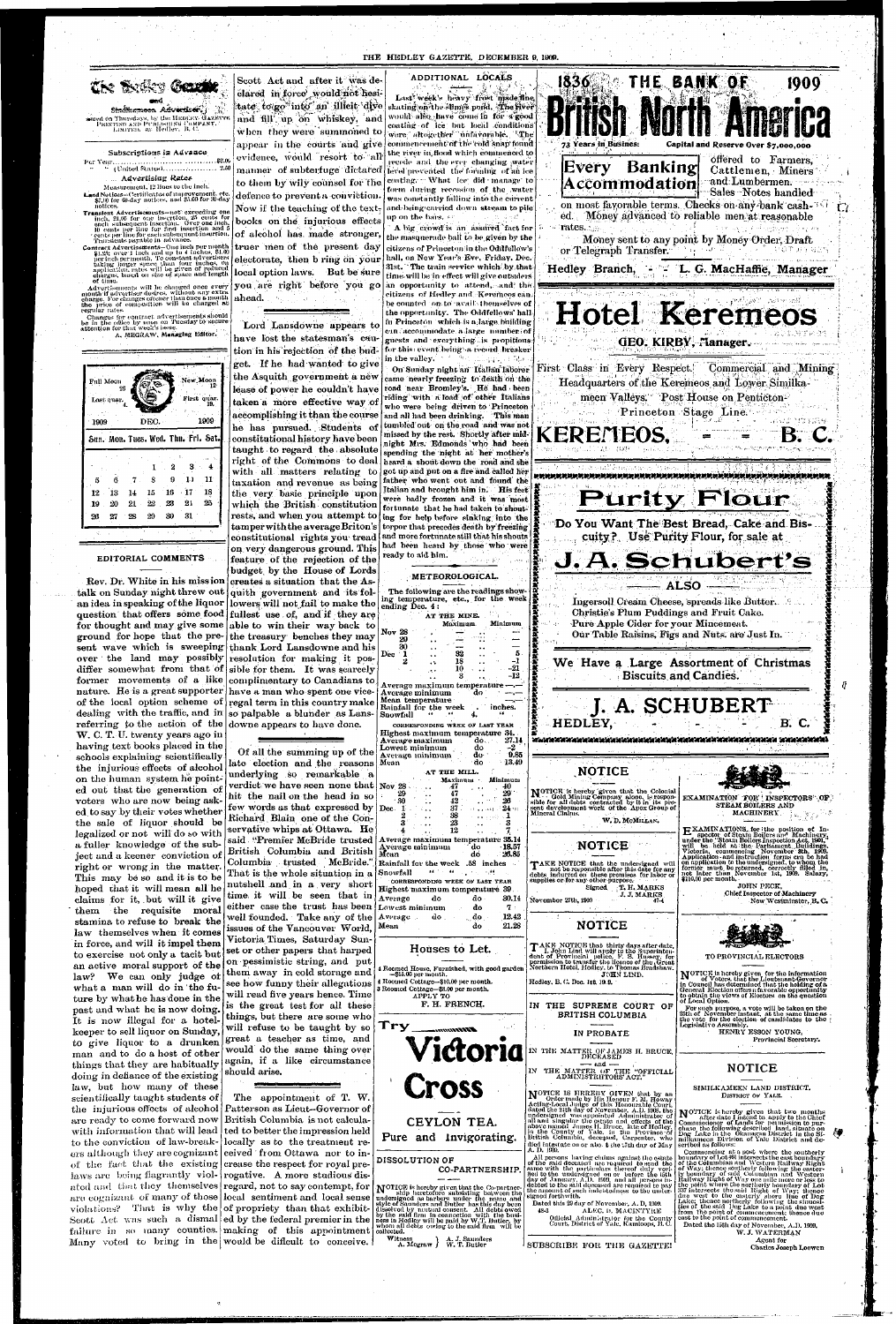# The Hedley Gazette
## and Similkameen Advertiser.

Issued on Thursdays, by the HEDLEY GAZETTE PRINTING AND PUBLISHING COMPANY. LIMITED, at Hedley, B. C.

**Subscriptions in Advance**

Per Year ........................ $2.00
" " (United States) ............ 2.50

**Advertising Rates**

Measurement, 12 lines to the inch.

Land Notices—Certificates of improvement, etc. $7.00 for 60-day notices, and $5.00 for 30-day notices.

Transient Advertisements—not exceeding one inch, $1.00 for one insertion, 25 cents for each subsequent insertion. Over one inch, 10 cents per line for first insertion and 5 cents per line for each subsequent insertion. Transients payable in advance.

Contract Advertisements—One inch per month $1.25; over 1 inch and up to 4 inches, $1.00 per inch per month. To constant advertisers taking larger space than four inches, on application, rates will be given of reduced charges, based on size of space and length of time.

Advertisements will be changed once every month if advertiser desires, without any extra charge. For changes oftener than once a month the price of composition will be charged at regular rates.

Changes for contract advertisements should be in the office by noon on Tuesday to secure attention for that week's issue.

A. MEGRAW, Managing Editor.

| | | | | | | |
|---|---|---|---|---|---|---|
| Full Moon 26 | | | | | | New Moon 12 |
| Last quar. 4 | | | | | | First quar. 18 |
| 1909 | | | DEC. | | | 1909 |
| Sun. | Mon. | Tues. | Wed. | Thu. | Fri. | Sat. |
| | | | 1 | 2 | 3 | 4 |
| 5 | 6 | 7 | 8 | 9 | 10 | 11 |
| 12 | 13 | 14 | 15 | 16 | 17 | 18 |
| 19 | 20 | 21 | 22 | 23 | 24 | 25 |
| 26 | 27 | 28 | 29 | 30 | 31 | |

## EDITORIAL COMMENTS

Rev. Dr. White in his mission talk on Sunday night threw out an idea in speaking of the liquor question that offers some food for thought and may give some ground for hope that the present wave which is sweeping over the land may possibly differ somewhat from that of former movements of a like nature. He is a great supporter of the local option scheme of dealing with the traffic, and in referring to the action of the W. C. T. U. twenty years ago in having text books placed in the schools explaining scientifically the injurious effects of alcohol on the human system he pointed out that the generation of voters who are now being asked to say by their votes whether the sale of liquor should be legalized or not will do so with a fuller knowledge of the subject and a keener conviction of right or wrong in the matter. This may be so and it is to be hoped that it will mean all he claims for it, but will it give them the requisite moral stamina to refuse to break the law themselves when it comes in force, and will it impel them to exercise not only a tacit but an active moral support of the law? We can only judge of what a man will do in the future by what he has done in the past and what he is now doing. It is now illegal for a hotelkeeper to sell liquor on Sunday, to give liquor to a drunken man and to do a host of other things that they are habitually doing in defiance of the existing law, but how many of these scientifically taught students of the injurious effects of alcohol are ready to come forward now with information that will lead to the conviction of law-breakers although they are cognizant of the fact that the existing laws are being flagrantly violated and that they themselves are cognizant of many of those violations? That is why the Scott Act was such a dismal failure in so many counties. Many voted to bring in the Scott Act and after it was declared in force would not hesitate to go into an illicit dive and fill up on whiskey, and when they were summoned to appear in the courts and give evidence, would resort to all manner of subterfuge dictated to them by wily counsel for the defence to prevent a conviction. Now if the teaching of the text-books on the injurious effects of alcohol has made stronger, truer men of the present day electorate, then bring on your local option laws. But be sure you are right before you go ahead.

Lord Lansdowne appears to have lost the statesman's caution in his rejection of the budget. If he had wanted to give the Asquith government a new lease of power he couldn't have taken a more effective way of accomplishing it than the course he has pursued. Students of constitutional history have been taught to regard the absolute right of the Commons to deal with all matters relating to taxation and revenue as being the very basic principle upon which the British constitution rests, and when you attempt to tamper with the average Briton's constitutional rights you tread on very dangerous ground. This feature of the rejection of the budget by the House of Lords creates a situation that the Asquith government and its followers will not fail to make the fullest use of, and if they are able to win their way back to the treasury benches they may thank Lord Lansdowne and his resolution for making it possible for them. It was scarcely complimentary to Canadians to have a man who spent one vice-regal term in this country make so palpable a blunder as Lansdowne appears to have done.

Of all the summing up of the late election and the reasons underlying so remarkable a verdict we have seen none that hit the nail on the head in so few words as that expressed by Richard Blain one of the Conservative whips at Ottawa. He said: "Premier McBride trusted British Columbia and British Columbia trusted McBride." That is the whole situation in a nutshell and in a very short time it will be seen that in either case the trust has been well founded. Take any of the issues of the Vancouver World, Victoria Times, Saturday Sunset or other papers that harped on pessimistic string, and put them away in cold storage and see how funny their allegations will read five years hence. Time is the great test for all these things, but there are some who will refuse to be taught by so great a teacher as time, and would do the same thing over again, if a like circumstance should arise.

The appointment of T. W. Patterson as Lieut-Governor of British Columbia is not calculated to better the impression held locally as to the treatment received from Ottawa nor to increase the respect for royal prerogative. A more studious disregard, not to say contempt, for local sentiment and local sense of propriety than that exhibited by the federal premier in the making of this appointment would be dificult to conceive.

## ADDITIONAL LOCALS

Last week's heavy frost made fine skating on the Mine's pond. The river would also have come in for a good coating of ice but local conditions were altogether unfavorable. The commencement of the cold snap found the river in flood which commenced to recede and the ever changing water level prevented the forming of an ice coating. What ice did manage to form during recession of the water was constantly falling into the current and being carried down stream to pile up on the bars.

A big crowd is an assured fact for the masquerade ball to be given by the citizens of Princeton in the Oddfellow's hall, on New Year's Eve, Friday, Dec. 31st. The train service which by that time will be in effect will give outsiders an opportunity to attend, and the citizens of Hedley and Keremeos can be counted on to avail themselves of the opportunity. The Oddfellows' hall in Princeton which is a large building can accommodate a large number of guests and everything is propitious for this event being a record breaker in the valley.

On Sunday night an Italian laborer came nearly freezing to death on the road near Bromley's. He had been riding with a load of other Italians who were being driven to Princeton and all had been drinking. This man tumbled out on the road and was not missed by the rest. Shortly after midnight Mrs. Edmonds who had been spending the night at her mother's heard a shout down the road and she got up and put on a fire and called her father who went out and found the Italian and brought him in. His feet were badly frozen and it was most fortunate that he had taken to shouting for help before sinking into the torpor that precedes death by freezing and more fortunate still that his shouts had been heard by those who were ready to aid him.

### METEOROLOGICAL.

The following are the readings showing temperature, etc., for the week ending Dec. 4:

AT THE MINE.

| | Maximum | Minimum |
|---|---|---|
| Nov 28 | .. | — |
| 29 | .. | — |
| 30 | .. | — |
| Dec 1 | 32 | 5 |
| 2 | 18 | -1 |
| | 10 | -21 |
| 3 | 3 | -12 |

Average maximum temperature —
Average minimum do —
Mean temperature —
Rainfall for the week inches.
Snowfall " " 4.

CORRESPONDING WEEK OF LAST YEAR

Highest maximum temperature 34.
Average maximum do 27.14
Lowest minimum do -2
Average minimum do 9.85
Mean do 18.49

AT THE MILL.

| | Maximum | Minimum |
|---|---|---|
| Nov 28 | 47 | 30 |
| 29 | 47 | 29 |
| 30 | 42 | 29 |
| Dec 1 | 37 | 24 |
| 2 | 36 | 1 |
| 3 | 23 | 3 |
| 4 | 12 | 7 |

Average maximum temperature 35.14
Average minimum do 18.57
Mean do 26.85
Rainfall for the week .58 inches
Snowfall " "

CORRESPONDING WEEK OF LAST YEAR

Highest maximum temperature 30
Average do do 30.14
Lowest minimum do 7
Average do do 12.43
Mean do 21.28

## Houses to Let.

1 Roomed House, Furnished, with good garden —$15.00 per month.
4 Roomed Cottage—$10.00 per month.
3 Roomed Cottage—$8.00 per month.

APPLY TO
F. H. FRENCH.

Try
# Victoria Cross
CEYLON TEA.
Pure and Invigorating.

## DISSOLUTION OF CO-PARTNERSHIP.

NOTICE is hereby given that the Co-partnership heretofore subsisting between the undersigned as barbers under the name and style of Saunders and Butler has this day been dissolved by mutual consent. All debts owing to the said firm in connection with the business in Hedley will be paid by W. T. Butler, by whom all debts owing to the said firm will be collected.

Witness A. Megraw } A. J. Saunders, W. T. Butler

# 1836 THE BANK OF 1909
# British North America

73 Years in Business. Capital and Reserve Over $7,000,000

**Every Banking Accommodation** offered to Farmers, Cattlemen, Miners and Lumbermen.

Sales Notes handled on most favorable terms. Checks on any bank cashed. Money advanced to reliable men at reasonable rates.

Money sent to any point by Money Order, Draft or Telegraph Transfer.

Hedley Branch, - - L. G. MacHaffie, Manager

# Hotel Keremeos

GEO. KIRBY, Manager.

First Class in Every Respect. Commercial and Mining Headquarters of the Keremeos and Lower Similkameen Valleys. Post House on Penticton-Princeton Stage Line.

KEREMEOS, - - - B. C.

# Purity Flour

Do You Want The Best Bread, Cake and Biscuity? Use Purity Flour, for sale at

# J. A. Schubert's

ALSO

Ingersoll Cream Cheese, spreads like Butter.
Christie's Plum Puddings and Fruit Cake.
Pure Apple Cider for your Mincemeat.
Our Table Raisins, Figs and Nuts are Just In.

We Have a Large Assortment of Christmas Biscuits and Candies.

# J. A. SCHUBERT
HEDLEY, - - - B. C.

## NOTICE

NOTICE is hereby given that the Colonial Gold Mining Company alone, is responsible for all debts contracted by it in the present development work of the Apex Group of Mineral Claims.

W. D. McMILLAN.

## NOTICE

TAKE NOTICE that the undersigned will not be responsible after this date for any debts incurred on these premises for labor or supplies or for any other purpose.

Signed. T. H. MARKS
J. J. MARKS

November 27th, 1909 47-4

## NOTICE

TAKE NOTICE that thirty days after date, I, John Lind will apply to the Superintendent of Provincial police, F. S. Hussey, for permission to transfer the license of the Great Northern Hotel, Hedley, to Thomas Bradshaw.

JOHN LIND.

Hedley, B. C. Dec. 1st. 19 9.

## IN THE SUPREME COURT OF BRITISH COLUMBIA

IN PROBATE

IN THE MATTER OF JAMES H. BRUCE, DECEASED

and

IN THE MATTER OF THE "OFFICIAL ADMINISTRATORS' ACT."

NOTICE IS HEREBY GIVEN that by an Order made by His Honour F. M. Howay Acting-Local Judge of this Honourable Court, dated the 24th day of November, A.D. 1909, the undersigned was appointed Administrator of all and singular the estate and effects of the above named James H. Bruce, late of Hedley, in the County of Yale, in the Province of British Columbia, deceased, Carpenter, who died intestate on or abo t the 17th day of May A.D. 1909.

All persons having claims against the estate of the said deceased are required to send the same with the particulars thereof duly verified to the undersigned on or before the 15th day of January, A.D. 1910, and all persons indebted to the said deceased are required to pay the amount of such indebtedness to the undersigned forthwith.

Dated this 29 day of November, A. D. 1909.

48-4 ALEC. D. MACINTYRE
Official Administrator for the County Court, District of Yale, Kamloops, B. C.

SUBSCRIBE FOR THE GAZETTE!

## EXAMINATION FOR INSPECTORS OF STEAM BOILERS AND MACHINERY.

EXAMINATIONS for the position of Inspector of Steam Boilers and Machinery, under the "Steam Boiler Inspection Act, 1901," will be held at the Parliament Buildings, Victoria, commencing November 8th, 1909. Application and instruction forms can be had on application to the undersigned, to whom the former must be returned, correctly filled in, not later than November 1st, 1909. Salary, $115.00 per month.

JOHN PECK,
Chief Inspector of Machinery
New Westminster, B. C.

## TO PROVINCIAL ELECTORS

NOTICE is hereby given, for the information of Voters, that the Lieutenant-Governor in Council has determined that the holding of a General Election offers a favorable opportunity to obtain the views of Electors on the question of Local Option.

For such purpose, a vote will be taken on the 25th of November instant, at the same time as the vote for the election of candidates to the Legislative Assembly.

HENRY ESSON YOUNG,
Provincial Secretary.

## NOTICE

SIMILKAMEEN LAND DISTRICT.
DISTRICT OF YALE.

NOTICE is hereby given that two months after date I intend to apply to the Chief Commissioner of Lands for permission to purchase the following described land, situate on Dog Lake in the Osoyoos District in the Similkameen Division of Yale District and described as follows:

Commencing at a post where the southerly boundary of Lot 461 intersects the east boundary of the Columbian and Western Railway Right of Way, thence southerly following the easterly boundary of said Columbian and Western Railway Right of Way one mile more or less to a point where the northerly boundary of Lot 237 intersects the said Right of Way; thence due west to the easterly shore line of Dog Lake; thence northerly following the shore line of the Dog Lake to a point due west from the point of commencement; thence due east to the point of commencement.

Dated the 15th day of November, A.D. 1909.

W. J. WATERMAN
Agent for
Charles Joseph Loewen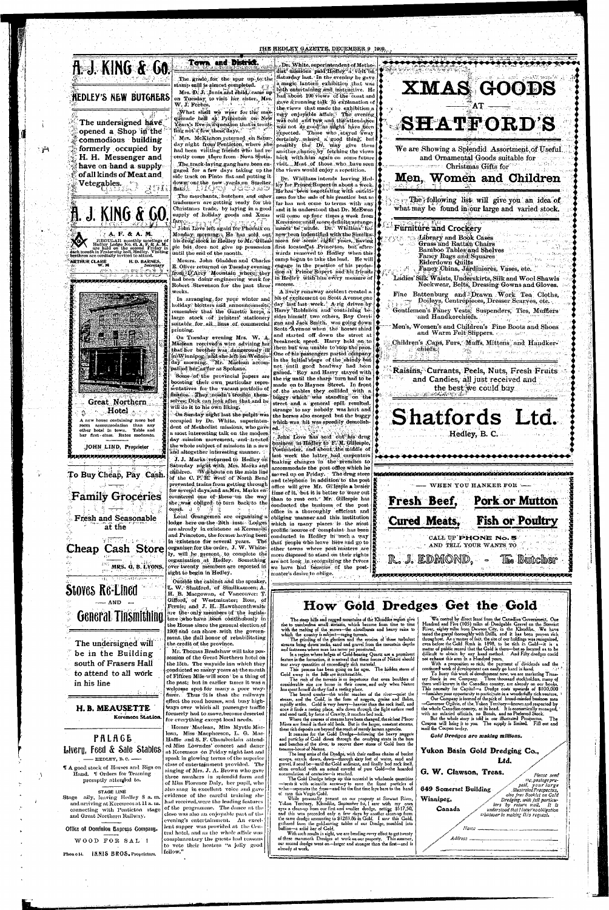# A. J. KING & CO.

## HEDLEY'S NEW BUTCHERS

The undersigned have opened a Shop in the commodious building formerly occupied by H. H. Messenger and have on hand a supply of all kinds of Meat and Vegetables.

## A. J. KING & CO.

### A. F. & A. M.

REGULAR monthly meetings of Hedley Lodge No. 43, A. F. & A. M., are held on the second Friday in each month in Fraternity hall, Hedley. Visiting brethren are cordially invited to attend.

ARTHUR CLARE, W. M. — H. D. BARNES, Secretary

### Great Northern Hotel

A new house containing more bed room accommodation than any other hotel in town. Table and bar first-class. Rates moderate.

JOHN LIND, Proprietor

## To Buy Cheap, Pay Cash.

## Family Groceries

### Fresh and Seasonable at the

## Cheap Cash Store

MRS. G. B. LYONS.

## Stoves Re-Lined — AND — General Tinsmithing

The undersigned will be in the Building south of Frasers Hall to attend to all work in his line

**H. B. MEAUSETTE**
Keremeos Station.

## PALACE Livery, Feed & Sale Stables

— HEDLEY, B. C. —

¶ A good stock of Horses and Rigs on Hand. ¶ Orders for Teaming promptly attended to.

STAGE LINE

Stage aily, leaving Hedley 8 a. m. and arriving at Keremeos at 11 a. m. connecting with Penticton stage and Great Northern Railway.

Office of Dominion Express Company.

WOOD FOR SALE!

Phone 14. INNIS BROS., Proprietors.

## Town and District.

The grade for the spur up to the stamp mill is almost completed.

Mrs. D. J. Innis and child, came up on Tuesday to visit her sister, Mrs. W. J. Forbes.

What shall we wear for the masquerade ball at Princeton on New Year's Eve is a question that is troubling not a few these days.

Mrs. McKinnon returned on Saturday night from Penticton where she had been visiting friends who had recently come there from Nova Scotia.

The track-laying gang have been engaged for a few days taking up the side track on Pinto flat and putting it down on the new yards on Smelter flat.

The merchants, butchers and other tradesmen are getting ready for the Christmas trade, by laying in a good supply of holiday goods and Xmas fare.

John Love left again for Phoenix on Monday morning. He has sold out his drug stock in Hedley to Mr. Gillespie but does not give up possession until the end of the month.

Messrs. John Gladden and Charles E. Oliver returned on Tuesday evening from D'Arcy Mountain where they had been doing engineering work for Robert Stevenson for the past three weeks.

In arranging for your winter and holiday dances and announcements, remember that the Gazette keeps a large stock of printers' stationery suitable for all lines of commercial printing.

On Tuesday evening Mrs. W. A. Maclean received a wire advising her that her brother was dangerously ill in Winnipeg, and she left on Wednesday morning. Mr. Maclean accompanied her as far as Spokane.

Some of the provincial papers are boosting their own particular representatives for the vacant portfolio of finance. They needn't trouble themselves; Dick can look after that and he will do it to his own liking.

On Sunday night last the pulpit was occupied by Dr. White, superintendent of Methodist missions, who gave a most interesting talk on the modern day mission movement, and treated the whole subject of missions in a new and altogether interesting manner.

J. J. Marks returned to Hedley on Saturday night with Mrs. Marks and children. Washouts on the main line of the C. P. R. west of North Bend prevented trains from getting through for several days and Mrs. Marks encountered one of these on the way she was obliged to turn back to the coast.

Local Orangemen are organizing a lodge here on the 20th inst. Lodges are already in existence at Keremeos and Princeton, the former having been in existence for several years. The organizer for the order, J. W. Whitely, will be present, to complete the organization at Hedley. Something over twenty members are reported in sight to begin in Hedley.

Outside the cabinet and the speaker, L. W. Shatford, of Similkameen; A. H. B. Macgowan, of Vancouver; T. Gifford, of Westminster; Ross, of Fernie; and J. H. Hawthornthwaite are the only members of the legislature who have been continuously in the House since the general election of 1903 and can share with the government, the full honor of rehabilitating the credit of the province.

Mr. Thomas Bradshaw will take possession of the Great Northern hotel on the 15th. The wayside inn which they conducted so many years at the mouth of Fifteen Mile will soon be a thing of the past; but in earlier times it was a welcome spot for many a poor wayfarer. Thus it is that the railways effect the road houses, and busy highways over which all passenger traffic formerly had to move, become deserted for everything except local needs.

Homer Maclean, Miss Myrtle Maclean, Miss Macpherson, L. G. MacHaffie and S. F. Chamberlain attended Miss Lowndes' concert and dance at Keremeos on Friday night last and speak in glowing terms of the superior class of entertainment provided. The singing of Mrs. J. A. Brown who gave three numbers in splendid form and of Miss Florence Daly, her pupil, who also sang in excellent voice and gave evidence of the careful training she had received, were the leading features of the programme. The dance at the close was also an enjoyable part of the evening's entertainment. An excellent supper was provided at the Central hotel, and as the whole affair was complimentary the guests had reason to vote their hostess "a jolly good fellow."

Dr. White, superintendent of Methodist missions paid Hedley a visit on Saturday last. In the evening he gave a magic lantern exhibition that was both entertaining and instructive. He had about 100 views of the coast and gave a running talk in explanation of the views that made the exhibition a very enjoyable affair. The evening was cold and raw and the attendance was not as good as might have been expected. Those who stayed away certainly missed a good thing, but possibly the Dr. may give them another chance by fetching the views back with him again on some future visit. Most of those who have seen the views would enjoy a repetition.

Dr. Whillans intends leaving Hedley for Prince Rupert in about a week. He has been negotiating with outside men for the sale of his practice but so far has not come to terms with any and it is understood that Dr. McEwen will come up four times a week from Keremeos until more definite arrangements be made. Dr. Whillans has now been indentified with the Similkameen for some eight years, having first located at Princeton, but afterwards removed to Hedley when the camp began to take the lead. He will engage in the practice of his profession at Prince Rupert and his friends in Hedley wish him every measure of success.

A lively runaway accident created a bit of excitement on Scott Avenue one day last week. A rig driven by Harry Robinson and containing besides himself two others, Roy Corrigan and Jack Smith, was going down Scott Avenue when the horses shied and started off down the street at breakneck speed. Harry held on to them but was unable to stop the pace. One of his passengers parted company in the initial stage of the shindy but not until good headway had been gained. Roy and Harry stayed with the rig until the sharp turn had to be made on to Haynes Street. In front of the stables they collided with a buggy which was standing on the street and a general spill resulted, strange to say nobody was hurt and the horses also escaped but the buggy which was hit was speedily demolished.

John Love has sold out his drug business in Hedley to F. M. Gillespie, Postmaster, and about the middle of last week the latter had carpenters making changes in the premises to accommodate the post office which he moved up on Friday. The drug store and telephone in addition to the post office will give Mr. Gillespie a busier time of it, but it is better to wear out than to rust out. Mr. Gillespie has conducted the business of the post office in a thoroughly efficient and obliging manner and this institution which in many places is the most prolific source of complaint has been conducted in Hedley in such a way that people who leave here and go to other towns where post masters are more disposed to stand on their rights are not long in recognizing the favors we have had because of the postmaster's desire to oblige.

# XMAS GOODS AT SHATFORD'S

We are Showing a Splendid Assortment of Useful and Ornamental Goods suitable for Christmas Gifts for

## Men, Women and Children

The following list will give you an idea of what may be found in our large and varied stock.

**Furniture and Crockery**

- Library and Book Cases
- Grass and Rattan Chairs
- Bamboo Tables and Shelves
- Fancy Rugs and Squares
- Eiderdown Quilts
- Fancy China, Jardinieres, Vases, etc.

Ladies' Silk Waists, Underskirts, Silk and Wool Shawls, Neckwear, Belts, Dressing Gowns and Gloves.

Fine Battenburg and Drawn Work Tea Cloths, Doileys, Centrepieces, Dresser Scarves, etc.

Gentlemen's Fancy Vests, Suspenders, Ties, Mufflers and Handkerchiefs.

Men's, Women's and Children's Fine Boots and Shoes and Warm Felt Slippers.

Children's Caps, Furs, Muffs, Mittens and Handkerchiefs.

Raisins, Currants, Peels, Nuts, Fresh Fruits and Candies, all just received and the best we could buy.

# Shatfords Ltd.

Hedley, B. C.

— WHEN YOU HANKER FOR —

**Fresh Beef, Pork or Mutton**
**Cured Meats, Fish or Poultry**

CALL UP PHONE No. 5 AND TELL YOUR WANTS TO

**R. J. EDMOND, - The Butcher**

# How Gold Dredges Get the Gold

The steep hills and rugged mountains of the Klondike region give rise to numberless small streams, which become from time to time with the melting of the snows—the cloudbursts and heavy rains to which the country is subject—raging torrents.

The grinding of the glaciers and the erosion of these turbulent streams bring down rocks, sand and gravel from the mountain depths and fastnesses where man has never yet penetrated.

In a region where ledges of Gold-bearing Quartz are a prominent feature in the formation, it is natural that these forces of Nature should tear away quantities of exceedingly rich material.

This process has been going on for ages. The hidden stores of Gold away in the hills are inexhaustible.

The rush of the torrents is so impetuous that even boulders of considerable size are borne in their course, and only when Nature has spent herself do they find a resting place.

The broad creeks—the wider reaches of the river—quiet the stream, and the Gold, in the form of nuggets, grains and flakes, rapidly settles. Gold is very heavy—heavier than the rock itself, and once it finds a resting place, sifts down through the light surface mud and sand until, by force of Gravity, it reaches bed rock.

Where the courses of streams have been changed, the richest Placer Mines are found in their old beds. But in the larger, constant streams, these rich deposits are beyond the reach of merely human agencies.

It remains for the Gold Dredge—following the heavy nuggets and particles of Gold down through the overlying strata in the bars and benches of the river, to recover these stores of Gold from the treasure-house of Nature.

The long arms of the Dredge, with their endless chains of bucket scoops, reach down, down—through sixty feet of water, sand and gravel, if need be—until the Gold sediment, and finally bed rock itself, often overlaid with an actual coverlet of pure Gold—the hoarded accumulation of centuries—is reached.

The Gold Dredge brings up this material in wholesale quantities—treats it with scientific accuracy to save the finest particles of value—separates the dross—and for the first time lays bare to the hand of man this Virgin Gold.

While personally present on our property at Stewart River, Yukon Territory, Klondike, September 1st, I saw with my own eyes a clean-up from our first and smaller dredge, netting $517.50, and this was preceded only a few days by another clean-up from the same dredge amounting to $1283.86 in Gold. I saw this Gold, gathered from the gold-saving tables of our Dredge, moulded into bullion—a solid bar of Gold.

With such results in sight, we are bending every effort to get twenty of these mammoth Dredges at work on our property. This summer, our second dredge went on—larger and stronger than the first—and is already at work.

We control by direct lease from the Canadian Government, One Hundred and Five (105) miles of Dredgable Gravel on the Stewart River, eighty miles from Dawson City, in the Klondike. We have tested the gravel thoroughly with Drills, and it has been proven rich throughout. As a matter of fact, the site of our holdings was recognized, even before the Gold Rush in 1898, to be rich in Gold—it is a matter of public record that the Gold is there—but so located as to be difficult to obtain by any hand method. And Fifty dredges could not exhaust this area in a Hundred years.

With a proposition so rich, the payment of dividends and the continued work of development can easily go hand in hand.

To hurry this work of development now, we are marketing Treasury Stock in our Company. Three thousand stockholders, many of them well-known in the Canadian country, are already on our books. This necessity for Capital—a Dredge costs upwards of $100,000—furnishes your opportunity to participate in a wonderfully rich venture.

Our Company is formed of the pick of broad-minded business men—Governor Ogilvie, of the Yukon Territory—known and respected by the whole Canadian country, at its head. It is economically managed, with no salaried officials. No Bonds, and no Preferred Stock.

But the whole story is told in our illustrated Prospectus. The Coupon will bring it to you. The supply is limited. Fill out and mail the Coupon to-day.

*Gold Dredges are making millions.*

**Yukon Basin Gold Dredging Co., Ltd.**

G. W. Clawson, Treas.
649 Somerset Building
Winnipeg,
Canada

*Please send me, postage prepaid, your large illustrated Prospectus, also free Booklet on Gold Dredging, with full particulars by return mail. It is understood that I incur no obligation whatever in making this request.*

Name ______________

Address ______________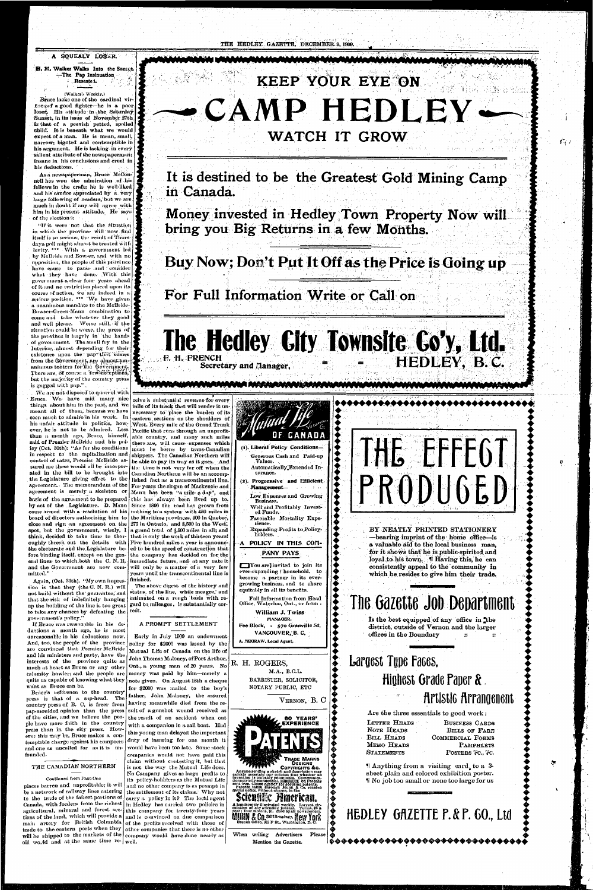## A SQUEALY LOSER.

**H. M. Walker Walks Into the Sunset —The Pap Insinuation Resented.**

(Walker's Weekly.)

Bruce lacks one of the cardinal virtues of a good fighter—he is a poor loser. His attitude in the Saturday Sunset, in its issue of November 27th is that of a peevish petted, spoiled child. It is beneath what we would expect of a man. He is mean, small, narrow; bigoted and contemptible in his argument. He is lacking in every salient attribute of the newspaperman; insane in his conclusions and cruel in his deductions.

As a newspaperman, Bruce McConnell has won the admiration of his fellows in the craft; he is well-liked and his candor appreciated by a very large following of readers, but we are much in doubt if any will agree with him in his present attitude. He says of the election:

"If it were not that the situation in which the province will now find itself is so serious, the result of Thursday's poll might almost be treated with levity. *** With a government led by McBride and Bowser, and with no opposition, the people of this province have cause to pause and consider what they have done. With this government a clear four years ahead of it and no restriction placed upon its course of action, we are indeed in a serious position. *** We have given a unanimous mandate to the McBride-Bowser-Green-Mann combination to come and take whatever they good and well please. Worse still, if the situation could be worse, the press of the province is largely in the hands of government. The small fry in the interior, almost depending for their existence upon the pap that comes from the Government, are almost unanimous tooters for the Government. There are, of course a few exceptions, but the majority of the country press is gagged with pap."

We are not disposed to quarrel with Bruce. We have said many nice things about him in the past, and we meant all of them, because we have seen much to admire in his work. In his unfair attitude in politics, however, he is not to be admired. Less than a month ago, Bruce, himself, said of Premier McBride and his policy (Oct. 30th): "As for the conditions in respect to the capitalization and control of rates, Premier McBride assured me these would all be incorporated in the bill to be brought into the Legislature giving effect to the agreement. The memorandum of the agreement is merely a skeleton or basis of the agreement to be prepared by act of the Legislature. D. Mann came armed with a resolution of his board of directors authorizing him to close and sign an agreement on the spot, but the government, wisely, I think, decided to take time to thoroughly thresh out the details with the electorate and the Legislature before binding itself, except on the general lines to which both the C. N. R. and the Government are now committed."

Again, (Oct. 30th). "My own impression is that they (the C. N. R.) will not build without the guarantee, and that the risk of indefinitely hanging up the building of the line is too great to take any chances by defeating the government's policy."

If Bruce was reasonable in his deductions a month ago, he is most unreasonable in his deductions now. And, too, the people of the province are convinced that Premier McBride and his ministers and party, have the interests of the province quite as much at heart as Bruce or any other calamity howler; and the people are quite as capable of knowing what they want as Bruce can be.

Bruce's reference to the country press is that of a sap-head. The country press of B. C. is freer from pap-moulded opinion than the press of the cities, and we believe the people have more faith in the country press than in the city press. However this may be, Bruce makes a contemptible charge against his compeers and one as uncalled for as it is unfounded.

## THE CANADIAN NORTHERN

Continued from Page One

places barren and unprofitable; it will be a network of railway lines catering to the trade of the fairest portions of Canada, with feeders from the richest agricultural, mineral and forest sections of the land, which will provide a main artery for British Columbia trade to the eastern ports when they will be shipped to the markets of the old world and at the same time receive a substantial revenue for every mile of its track that will render it unnecessary to place the burden of its eastern sections on the shoulders of West. Every mile of the Grand Trunk Pacific that runs through an unprofitable country, and many such miles there are, will cause expenses which must be borne by trans-Canadian shippers. The Canadian Northern will be able to pay its way as it goes. And the time is not very far off when the Canadian Northern will be an accomplished fact as a transcontinental line. For years the slogan of Mackenzie and Mann has been "a mile a day", and this has always been lived up to. Since 1896 the road has grown from nothing to a system with 450 miles in the Maritime provinces, 400 in Quebec, 275 in Ontario, and 3,500 in the West; a grand total of 4,500 miles in all; and that is only the work of thirteen years! Five hundred miles a year is announced to be the speed of construction that the company has decided on for the immediate future, and at any rate it will only be a matter of a very few years until the transcontinental line is finished.

The above digest of the history and status of the line, while meagre, and estimated on a rough basis with regard to mileages, is substantially correct.

## KEEP YOUR EYE ON
# CAMP HEDLEY
## WATCH IT GROW

**It is destined to be the Greatest Gold Mining Camp in Canada.**

**Money invested in Hedley Town Property Now will bring you Big Returns in a few Months.**

**Buy Now; Don't Put It Off as the Price is Going up**

**For Full Information Write or Call on**

# The Hedley City Townsite Co'y, Ltd.

F. H. FRENCH
Secretary and Manager, HEDLEY, B. C.

## A PROMPT SETTLEMENT

Early in July 1909 an endowment policy for $2000 was issued by the Mutual Life of Canada on the life of John Thomas Maloney, of Port Arthur, Ont., a young man of 20 years. No money was paid by him—merely a note given. On August 18th a cheque for $2000 was mailed to the boy's father, John Maloney, the assured having meanwhile died from the result of a gunshot wound received as the result of an accident when out with a companion in a sail boat. Had this young man delayed the important duty of insuring for one month it would have been too late. Some stock companies would not have paid this claim without contesting it, but that is not the way the Mutual Life does. No Company gives as large profits to its policy-holders as the Mutual Life and no other company is as prompt in the settlement of its claims. Why not carry a policy in it? The local agent in Hedley has carried two policies in this company for twenty-four years and is convinced on due comparison of the profits received with those of other companies that there is no other company would have done nearly as well.

**Mutual Life Assurance OF CANADA**

(1). Liberal Policy Conditions—
- Generous Cash and Paid-up Values.
- Automatically Extended Insurance.

(2). Progressive and Efficient Management—
- Low Expenses and Growing Business.
- Well and Profitably Invested Funds.
- Favorable Mortality Experience.
- Expanding Profits to Policy-holders.

**A POLICY IN THIS COMPANY PAYS**

☐ You are invited to join its ever-expanding household, to become a partner in its ever-growing business, and to share equitably in all its benefits.

Full Information from Head Office, Waterloo, Ont., or from:

William J. Twiss
MANAGER.
Fee Block, - 570 Granville St.
VANCOUVER, B. C.

A. MEGRAW, Local Agent.

R. H. ROGERS,
M.A., B.C.L.
BARRISTER, SOLICITOR,
NOTARY PUBLIC, ETC
VERNON, B. C

**60 YEARS' EXPERIENCE**

**PATENTS**

TRADE MARKS
DESIGNS
COPYRIGHTS &c.

Anyone sending a sketch and description may quickly ascertain our opinion free whether an invention is probably patentable. Communications strictly confidential. HANDBOOK on Patents sent free. Oldest agency for securing patents. Patents taken through Munn & Co. receive special notice, without charge, in the

**Scientific American.**

A handsomely illustrated weekly. Largest circulation of any scientific journal. Terms, $3 a year; four months, $1. Sold by all newsdealers.

MUNN & Co. 361 Broadway, New York
Branch Office, 625 F St., Washington, D. C.

When writing Advertisers Please Mention the Gazette.

# THE EFFECT PRODUCED

BY NEATLY PRINTED STATIONERY —bearing imprint of the home office—is a valuable aid to the local business man, for it shows that he is public-spirited and loyal to his town. ¶ Having this, he can consistently appeal to the community in which he resides to give him their trade.

## The Gazette Job Department

Is the best equipped of any office in the district, outside of Vernon and the larger offices in the Boundary

**Largest Type Faces,**
**Highest Grade Paper &**
**Artistic Arrangement**

Are the three essentials to good work:

| | |
|---|---|
| LETTER HEADS | BUSINESS CARDS |
| NOTE HEADS | BILLS OF FARE |
| BILL HEADS | COMMERCIAL FORMS |
| MEMO HEADS | PAMPHLETS |
| STATEMENTS | POSTERS &c., &c. |

¶ Anything from a visiting card to a 3-sheet plain and colored exhibition poster.
¶ No job too small or none too large for us

**HEDLEY GAZETTE P. & P. CO., Ltd**